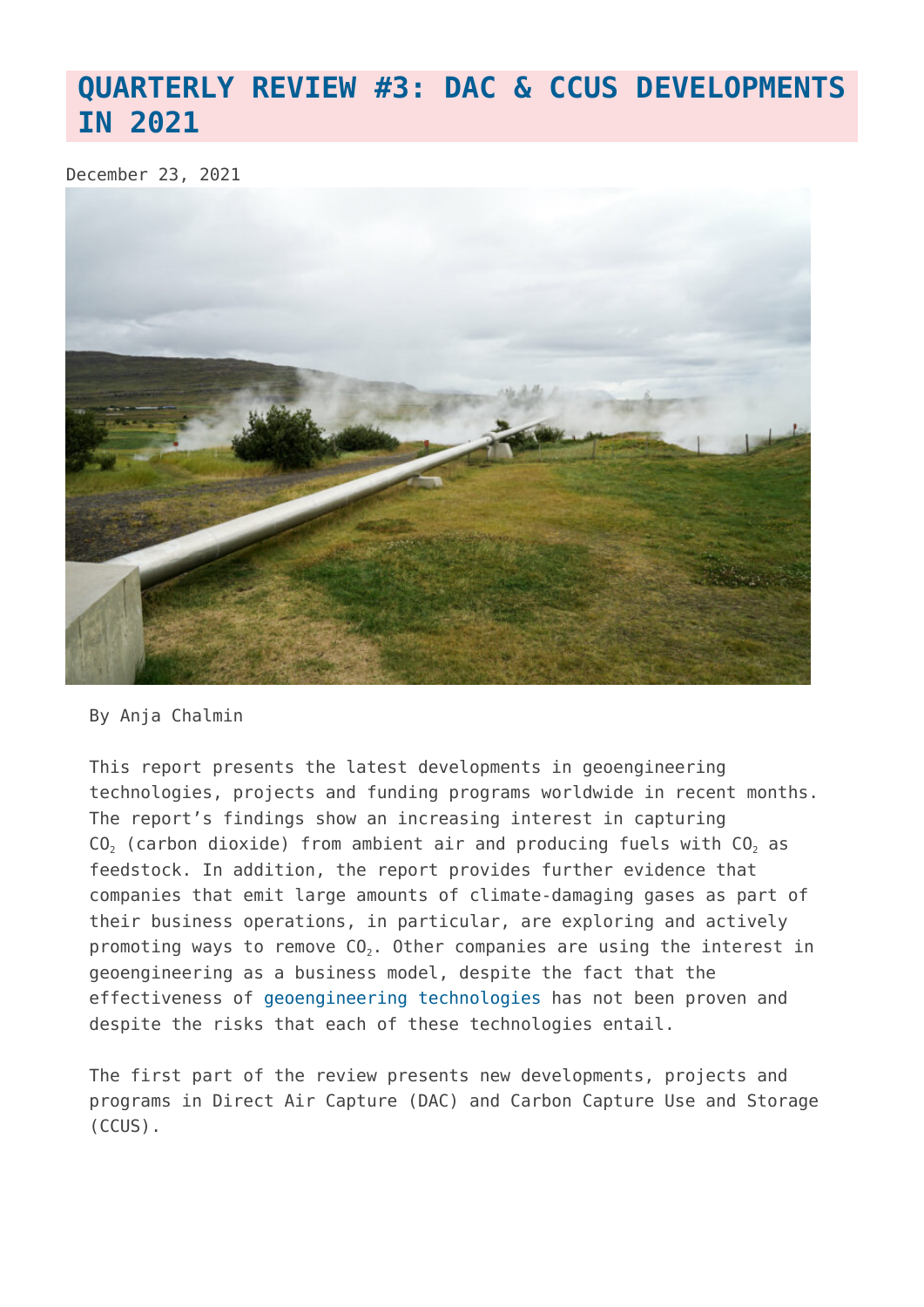# QUARTERLY REVIEW #3: DAC & CCUS DEVELOPMENTS IN 2021

December 23, 2021

By Anja Chalmin

This report presents the latest developments in geoengineering technologies, projects and funding programs worldwide in recent months. The report's findings show an increasing interest in capturing $CO_2$ (carbon dioxide) from ambient air and producing fuels with $CO_2$ as feedstock. In addition, the report provides further evidence that companies that emit large amounts of climate-damaging gases as part of their business operations, in particular, are exploring and actively promoting ways to remove $CO_2$. Other companies are using the interest in geoengineering as a business model, despite the fact that the effectiveness of geoengineering technologies has not been proven and despite the risks that each of these technologies entail.

The first part of the review presents new developments, projects and programs in Direct Air Capture (DAC) and Carbon Capture Use and Storage (CCUS).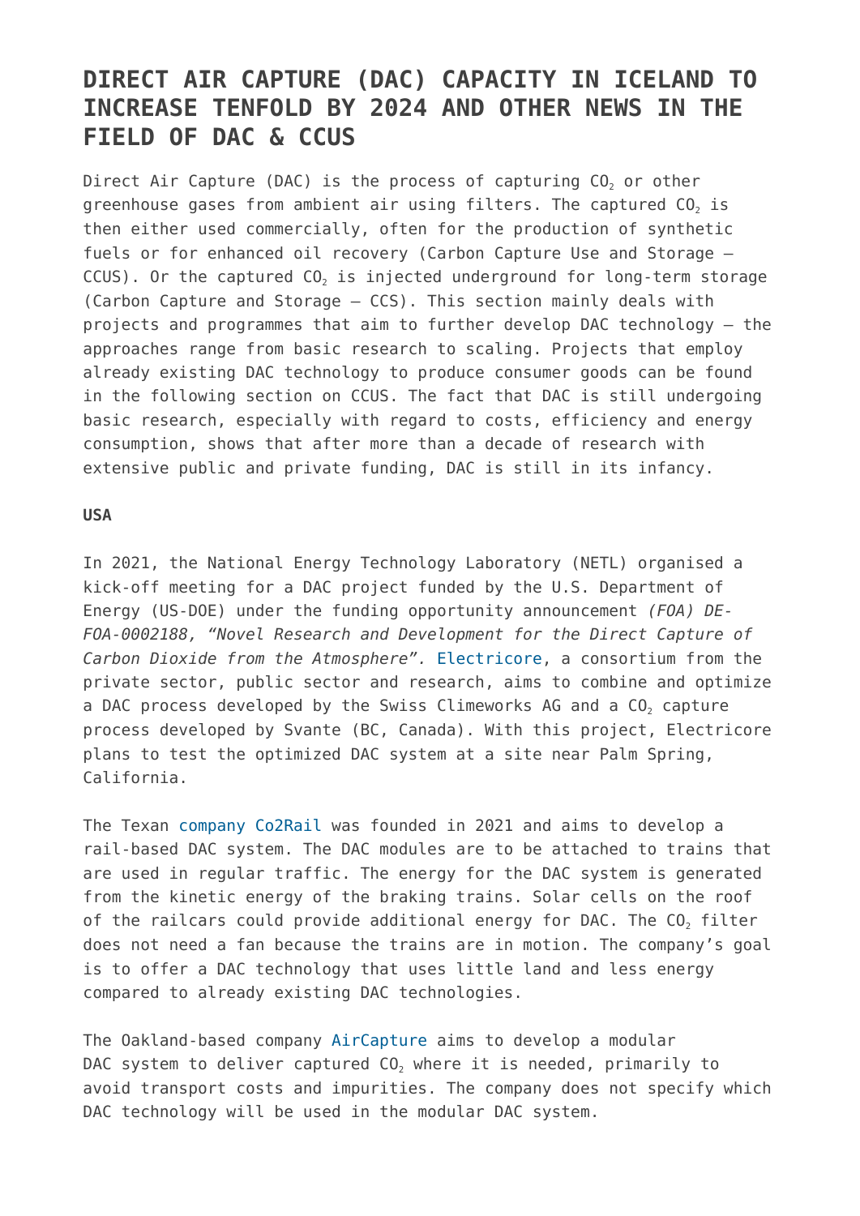# DIRECT AIR CAPTURE (DAC) CAPACITY IN ICELAND TO INCREASE TENFOLD BY 2024 AND OTHER NEWS IN THE FIELD OF DAC & CCUS

Direct Air Capture (DAC) is the process of capturing $CO_2$ or other greenhouse gases from ambient air using filters. The captured $CO_2$ is then either used commercially, often for the production of synthetic fuels or for enhanced oil recovery (Carbon Capture Use and Storage – CCUS). Or the captured $CO_2$ is injected underground for long-term storage (Carbon Capture and Storage – CCS). This section mainly deals with projects and programmes that aim to further develop DAC technology – the approaches range from basic research to scaling. Projects that employ already existing DAC technology to produce consumer goods can be found in the following section on CCUS. The fact that DAC is still undergoing basic research, especially with regard to costs, efficiency and energy consumption, shows that after more than a decade of research with extensive public and private funding, DAC is still in its infancy.

**USA**

In 2021, the National Energy Technology Laboratory (NETL) organised a kick-off meeting for a DAC project funded by the U.S. Department of Energy (US-DOE) under the funding opportunity announcement *(FOA) DE-FOA-0002188, "Novel Research and Development for the Direct Capture of Carbon Dioxide from the Atmosphere".* Electricore, a consortium from the private sector, public sector and research, aims to combine and optimize a DAC process developed by the Swiss Climeworks AG and a $CO_2$ capture process developed by Svante (BC, Canada). With this project, Electricore plans to test the optimized DAC system at a site near Palm Spring, California.

The Texan company Co2Rail was founded in 2021 and aims to develop a rail-based DAC system. The DAC modules are to be attached to trains that are used in regular traffic. The energy for the DAC system is generated from the kinetic energy of the braking trains. Solar cells on the roof of the railcars could provide additional energy for DAC. The $CO_2$ filter does not need a fan because the trains are in motion. The company's goal is to offer a DAC technology that uses little land and less energy compared to already existing DAC technologies.

The Oakland-based company AirCapture aims to develop a modular DAC system to deliver captured $CO_2$ where it is needed, primarily to avoid transport costs and impurities. The company does not specify which DAC technology will be used in the modular DAC system.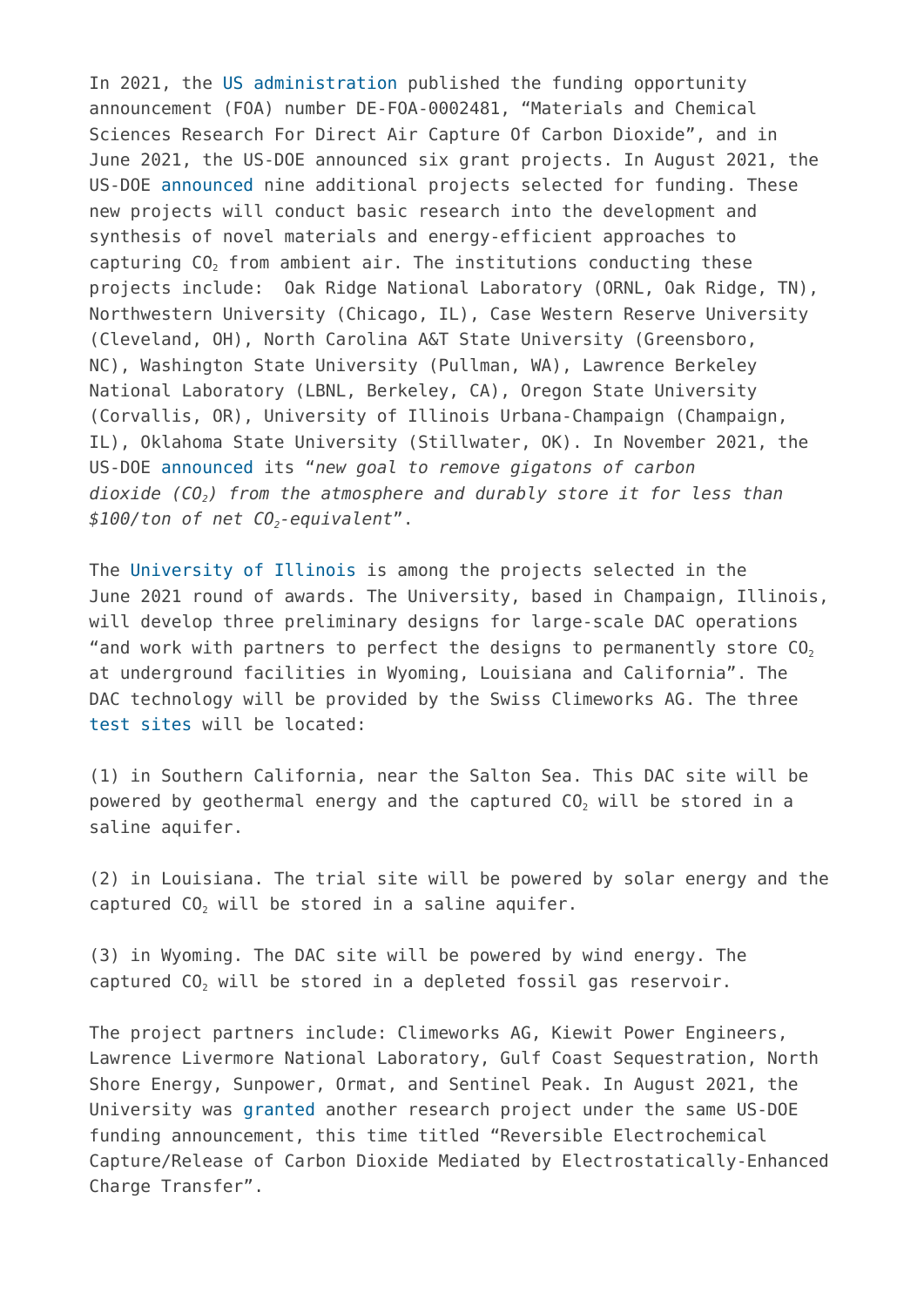In 2021, the US administration published the funding opportunity announcement (FOA) number DE-FOA-0002481, "Materials and Chemical Sciences Research For Direct Air Capture Of Carbon Dioxide", and in June 2021, the US-DOE announced six grant projects. In August 2021, the US-DOE announced nine additional projects selected for funding. These new projects will conduct basic research into the development and synthesis of novel materials and energy-efficient approaches to capturing $CO_2$ from ambient air. The institutions conducting these projects include: Oak Ridge National Laboratory (ORNL, Oak Ridge, TN), Northwestern University (Chicago, IL), Case Western Reserve University (Cleveland, OH), North Carolina A&T State University (Greensboro, NC), Washington State University (Pullman, WA), Lawrence Berkeley National Laboratory (LBNL, Berkeley, CA), Oregon State University (Corvallis, OR), University of Illinois Urbana-Champaign (Champaign, IL), Oklahoma State University (Stillwater, OK). In November 2021, the US-DOE announced its "*new goal to remove gigatons of carbon dioxide ($CO_2$) from the atmosphere and durably store it for less than $100/ton of net $CO_2$-equivalent*".

The University of Illinois is among the projects selected in the June 2021 round of awards. The University, based in Champaign, Illinois, will develop three preliminary designs for large-scale DAC operations "and work with partners to perfect the designs to permanently store $CO_2$ at underground facilities in Wyoming, Louisiana and California". The DAC technology will be provided by the Swiss Climeworks AG. The three test sites will be located:

(1) in Southern California, near the Salton Sea. This DAC site will be powered by geothermal energy and the captured $CO_2$ will be stored in a saline aquifer.

(2) in Louisiana. The trial site will be powered by solar energy and the captured $CO_2$ will be stored in a saline aquifer.

(3) in Wyoming. The DAC site will be powered by wind energy. The captured $CO_2$ will be stored in a depleted fossil gas reservoir.

The project partners include: Climeworks AG, Kiewit Power Engineers, Lawrence Livermore National Laboratory, Gulf Coast Sequestration, North Shore Energy, Sunpower, Ormat, and Sentinel Peak. In August 2021, the University was granted another research project under the same US-DOE funding announcement, this time titled "Reversible Electrochemical Capture/Release of Carbon Dioxide Mediated by Electrostatically-Enhanced Charge Transfer".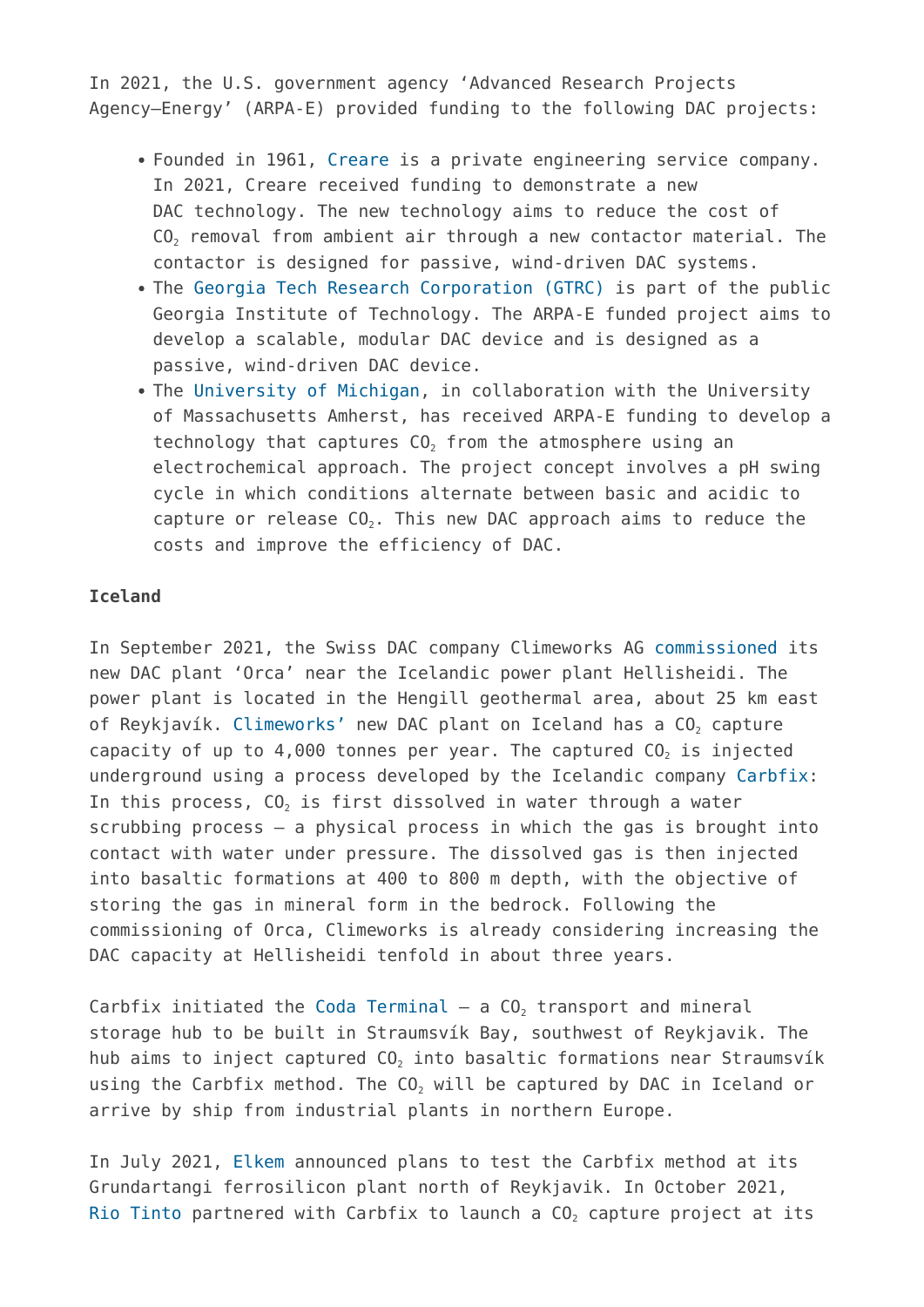In 2021, the U.S. government agency 'Advanced Research Projects Agency–Energy' (ARPA-E) provided funding to the following DAC projects:

- Founded in 1961, Creare is a private engineering service company. In 2021, Creare received funding to demonstrate a new DAC technology. The new technology aims to reduce the cost of $CO_2$ removal from ambient air through a new contactor material. The contactor is designed for passive, wind-driven DAC systems.
- The Georgia Tech Research Corporation (GTRC) is part of the public Georgia Institute of Technology. The ARPA-E funded project aims to develop a scalable, modular DAC device and is designed as a passive, wind-driven DAC device.
- The University of Michigan, in collaboration with the University of Massachusetts Amherst, has received ARPA-E funding to develop a technology that captures $CO_2$ from the atmosphere using an electrochemical approach. The project concept involves a pH swing cycle in which conditions alternate between basic and acidic to capture or release $CO_2$. This new DAC approach aims to reduce the costs and improve the efficiency of DAC.

**Iceland**

In September 2021, the Swiss DAC company Climeworks AG commissioned its new DAC plant 'Orca' near the Icelandic power plant Hellisheidi. The power plant is located in the Hengill geothermal area, about 25 km east of Reykjavík. Climeworks' new DAC plant on Iceland has a $CO_2$ capture capacity of up to 4,000 tonnes per year. The captured $CO_2$ is injected underground using a process developed by the Icelandic company Carbfix: In this process, $CO_2$ is first dissolved in water through a water scrubbing process – a physical process in which the gas is brought into contact with water under pressure. The dissolved gas is then injected into basaltic formations at 400 to 800 m depth, with the objective of storing the gas in mineral form in the bedrock. Following the commissioning of Orca, Climeworks is already considering increasing the DAC capacity at Hellisheidi tenfold in about three years.

Carbfix initiated the Coda Terminal – a $CO_2$ transport and mineral storage hub to be built in Straumsvík Bay, southwest of Reykjavik. The hub aims to inject captured $CO_2$ into basaltic formations near Straumsvík using the Carbfix method. The $CO_2$ will be captured by DAC in Iceland or arrive by ship from industrial plants in northern Europe.

In July 2021, Elkem announced plans to test the Carbfix method at its Grundartangi ferrosilicon plant north of Reykjavik. In October 2021, Rio Tinto partnered with Carbfix to launch a $CO_2$ capture project at its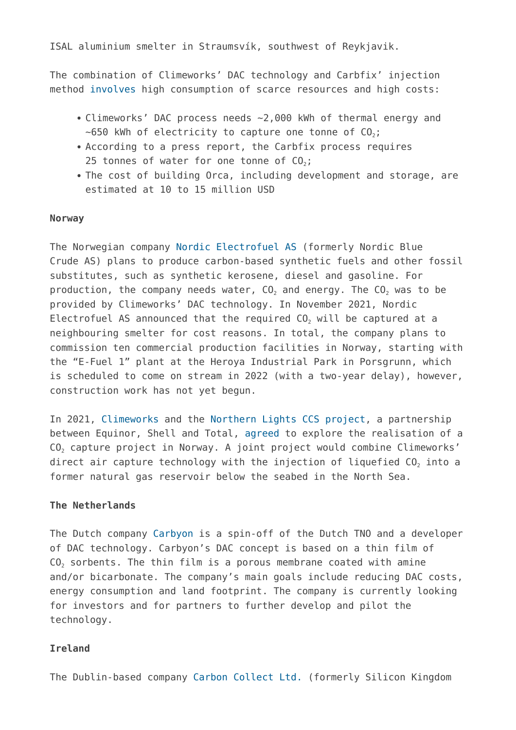ISAL aluminium smelter in Straumsvík, southwest of Reykjavik.

The combination of Climeworks' DAC technology and Carbfix' injection method involves high consumption of scarce resources and high costs:

- Climeworks' DAC process needs ~2,000 kWh of thermal energy and ~650 kWh of electricity to capture one tonne of $CO_2$;
- According to a press report, the Carbfix process requires 25 tonnes of water for one tonne of $CO_2$;
- The cost of building Orca, including development and storage, are estimated at 10 to 15 million USD

**Norway**

The Norwegian company Nordic Electrofuel AS (formerly Nordic Blue Crude AS) plans to produce carbon-based synthetic fuels and other fossil substitutes, such as synthetic kerosene, diesel and gasoline. For production, the company needs water, $CO_2$ and energy. The $CO_2$ was to be provided by Climeworks' DAC technology. In November 2021, Nordic Electrofuel AS announced that the required $CO_2$ will be captured at a neighbouring smelter for cost reasons. In total, the company plans to commission ten commercial production facilities in Norway, starting with the "E-Fuel 1" plant at the Heroya Industrial Park in Porsgrunn, which is scheduled to come on stream in 2022 (with a two-year delay), however, construction work has not yet begun.

In 2021, Climeworks and the Northern Lights CCS project, a partnership between Equinor, Shell and Total, agreed to explore the realisation of a $CO_2$ capture project in Norway. A joint project would combine Climeworks' direct air capture technology with the injection of liquefied $CO_2$ into a former natural gas reservoir below the seabed in the North Sea.

**The Netherlands**

The Dutch company Carbyon is a spin-off of the Dutch TNO and a developer of DAC technology. Carbyon's DAC concept is based on a thin film of $CO_2$ sorbents. The thin film is a porous membrane coated with amine and/or bicarbonate. The company's main goals include reducing DAC costs, energy consumption and land footprint. The company is currently looking for investors and for partners to further develop and pilot the technology.

**Ireland**

The Dublin-based company Carbon Collect Ltd. (formerly Silicon Kingdom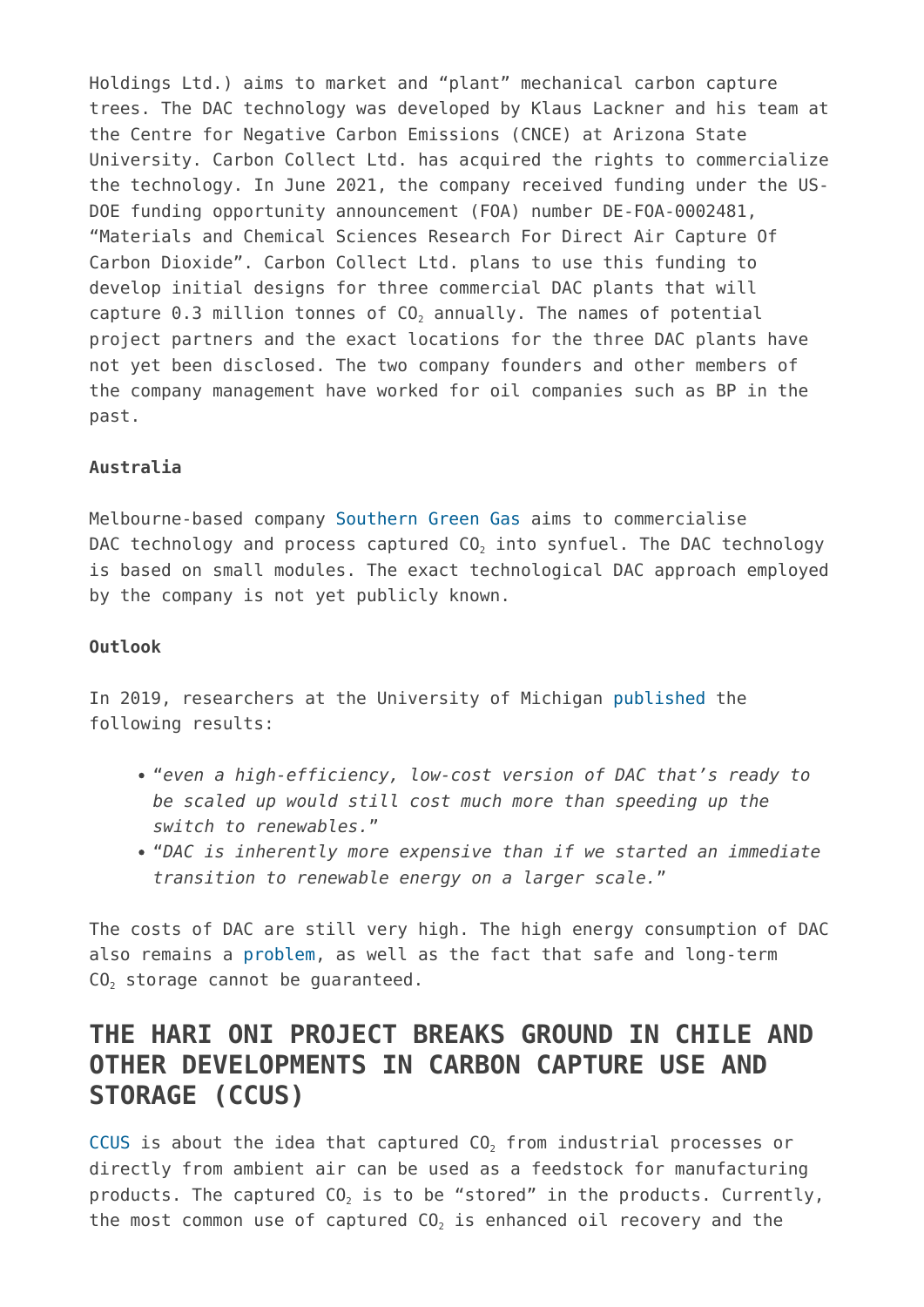Holdings Ltd.) aims to market and "plant" mechanical carbon capture trees. The DAC technology was developed by Klaus Lackner and his team at the Centre for Negative Carbon Emissions (CNCE) at Arizona State University. Carbon Collect Ltd. has acquired the rights to commercialize the technology. In June 2021, the company received funding under the US-DOE funding opportunity announcement (FOA) number DE-FOA-0002481, "Materials and Chemical Sciences Research For Direct Air Capture Of Carbon Dioxide". Carbon Collect Ltd. plans to use this funding to develop initial designs for three commercial DAC plants that will capture 0.3 million tonnes of $CO_2$ annually. The names of potential project partners and the exact locations for the three DAC plants have not yet been disclosed. The two company founders and other members of the company management have worked for oil companies such as BP in the past.

**Australia**

Melbourne-based company Southern Green Gas aims to commercialise DAC technology and process captured $CO_2$ into synfuel. The DAC technology is based on small modules. The exact technological DAC approach employed by the company is not yet publicly known.

**Outlook**

In 2019, researchers at the University of Michigan published the following results:

- "*even a high-efficiency, low-cost version of DAC that's ready to be scaled up would still cost much more than speeding up the switch to renewables.*"
- "*DAC is inherently more expensive than if we started an immediate transition to renewable energy on a larger scale.*"

The costs of DAC are still very high. The high energy consumption of DAC also remains a problem, as well as the fact that safe and long-term $CO_2$ storage cannot be guaranteed.

## THE HARI ONI PROJECT BREAKS GROUND IN CHILE AND OTHER DEVELOPMENTS IN CARBON CAPTURE USE AND STORAGE (CCUS)

CCUS is about the idea that captured $CO_2$ from industrial processes or directly from ambient air can be used as a feedstock for manufacturing products. The captured $CO_2$ is to be "stored" in the products. Currently, the most common use of captured $CO_2$ is enhanced oil recovery and the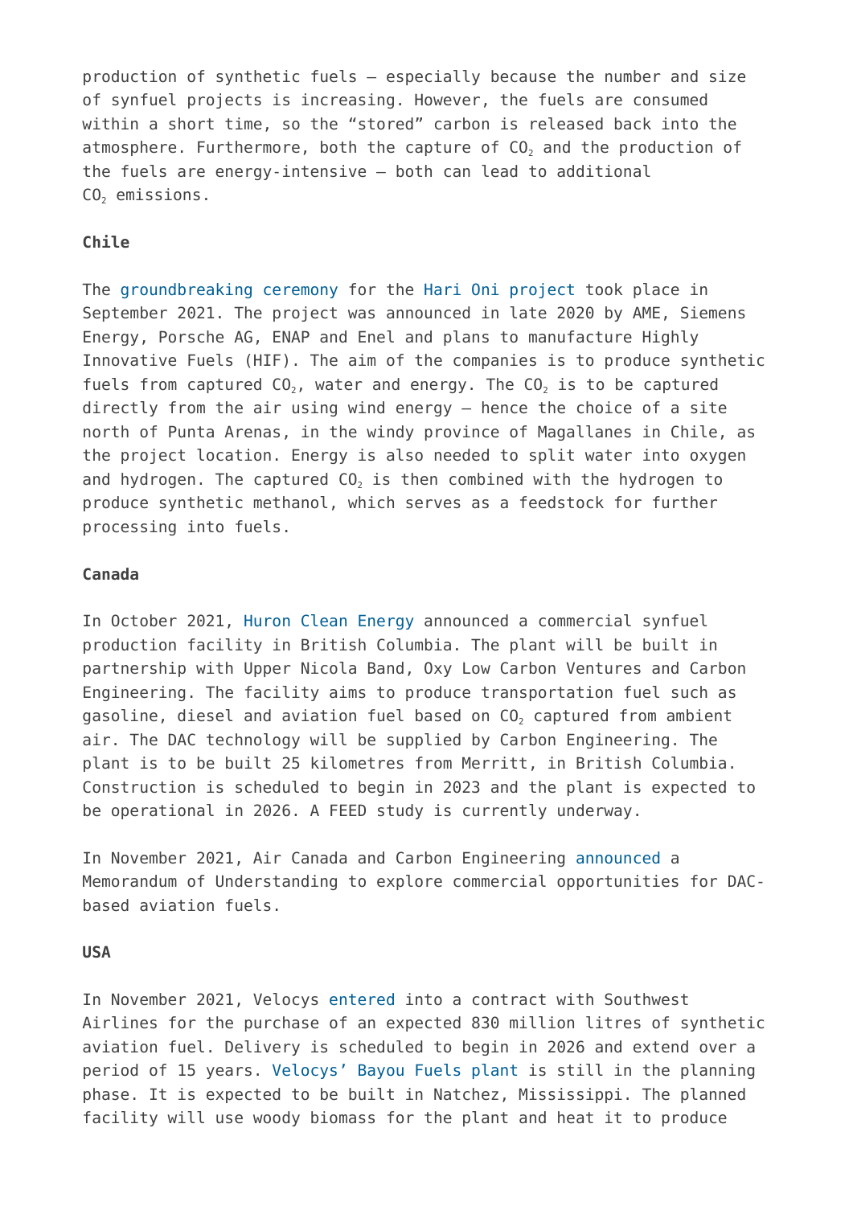production of synthetic fuels – especially because the number and size of synfuel projects is increasing. However, the fuels are consumed within a short time, so the "stored" carbon is released back into the atmosphere. Furthermore, both the capture of $CO_2$ and the production of the fuels are energy-intensive – both can lead to additional $CO_2$ emissions.

**Chile**

The groundbreaking ceremony for the Hari Oni project took place in September 2021. The project was announced in late 2020 by AME, Siemens Energy, Porsche AG, ENAP and Enel and plans to manufacture Highly Innovative Fuels (HIF). The aim of the companies is to produce synthetic fuels from captured $CO_2$, water and energy. The $CO_2$ is to be captured directly from the air using wind energy – hence the choice of a site north of Punta Arenas, in the windy province of Magallanes in Chile, as the project location. Energy is also needed to split water into oxygen and hydrogen. The captured $CO_2$ is then combined with the hydrogen to produce synthetic methanol, which serves as a feedstock for further processing into fuels.

**Canada**

In October 2021, Huron Clean Energy announced a commercial synfuel production facility in British Columbia. The plant will be built in partnership with Upper Nicola Band, Oxy Low Carbon Ventures and Carbon Engineering. The facility aims to produce transportation fuel such as gasoline, diesel and aviation fuel based on $CO_2$ captured from ambient air. The DAC technology will be supplied by Carbon Engineering. The plant is to be built 25 kilometres from Merritt, in British Columbia. Construction is scheduled to begin in 2023 and the plant is expected to be operational in 2026. A FEED study is currently underway.

In November 2021, Air Canada and Carbon Engineering announced a Memorandum of Understanding to explore commercial opportunities for DAC-based aviation fuels.

**USA**

In November 2021, Velocys entered into a contract with Southwest Airlines for the purchase of an expected 830 million litres of synthetic aviation fuel. Delivery is scheduled to begin in 2026 and extend over a period of 15 years. Velocys' Bayou Fuels plant is still in the planning phase. It is expected to be built in Natchez, Mississippi. The planned facility will use woody biomass for the plant and heat it to produce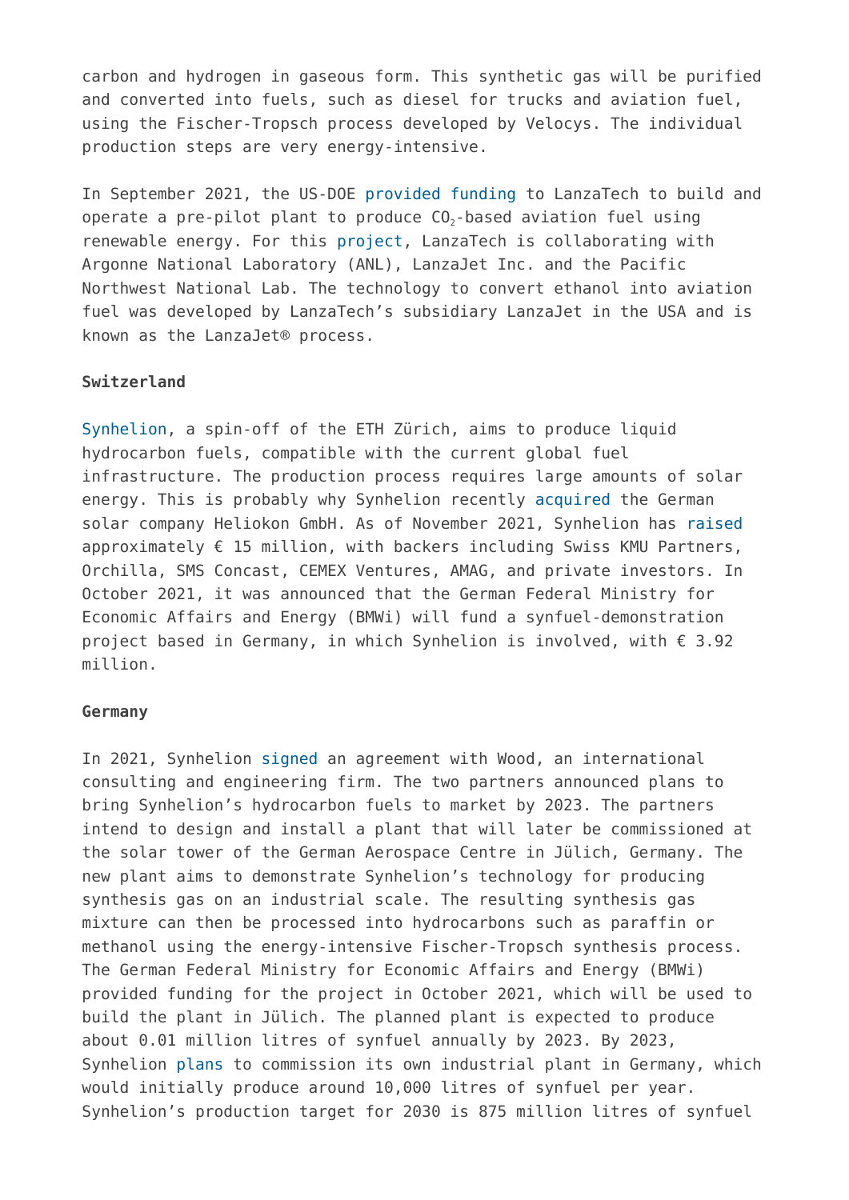carbon and hydrogen in gaseous form. This synthetic gas will be purified and converted into fuels, such as diesel for trucks and aviation fuel, using the Fischer-Tropsch process developed by Velocys. The individual production steps are very energy-intensive.

In September 2021, the US-DOE provided funding to LanzaTech to build and operate a pre-pilot plant to produce $CO_2$-based aviation fuel using renewable energy. For this project, LanzaTech is collaborating with Argonne National Laboratory (ANL), LanzaJet Inc. and the Pacific Northwest National Lab. The technology to convert ethanol into aviation fuel was developed by LanzaTech's subsidiary LanzaJet in the USA and is known as the LanzaJet® process.

**Switzerland**

Synhelion, a spin-off of the ETH Zürich, aims to produce liquid hydrocarbon fuels, compatible with the current global fuel infrastructure. The production process requires large amounts of solar energy. This is probably why Synhelion recently acquired the German solar company Heliokon GmbH. As of November 2021, Synhelion has raised approximately € 15 million, with backers including Swiss KMU Partners, Orchilla, SMS Concast, CEMEX Ventures, AMAG, and private investors. In October 2021, it was announced that the German Federal Ministry for Economic Affairs and Energy (BMWi) will fund a synfuel-demonstration project based in Germany, in which Synhelion is involved, with € 3.92 million.

**Germany**

In 2021, Synhelion signed an agreement with Wood, an international consulting and engineering firm. The two partners announced plans to bring Synhelion's hydrocarbon fuels to market by 2023. The partners intend to design and install a plant that will later be commissioned at the solar tower of the German Aerospace Centre in Jülich, Germany. The new plant aims to demonstrate Synhelion's technology for producing synthesis gas on an industrial scale. The resulting synthesis gas mixture can then be processed into hydrocarbons such as paraffin or methanol using the energy-intensive Fischer-Tropsch synthesis process. The German Federal Ministry for Economic Affairs and Energy (BMWi) provided funding for the project in October 2021, which will be used to build the plant in Jülich. The planned plant is expected to produce about 0.01 million litres of synfuel annually by 2023. By 2023, Synhelion plans to commission its own industrial plant in Germany, which would initially produce around 10,000 litres of synfuel per year. Synhelion's production target for 2030 is 875 million litres of synfuel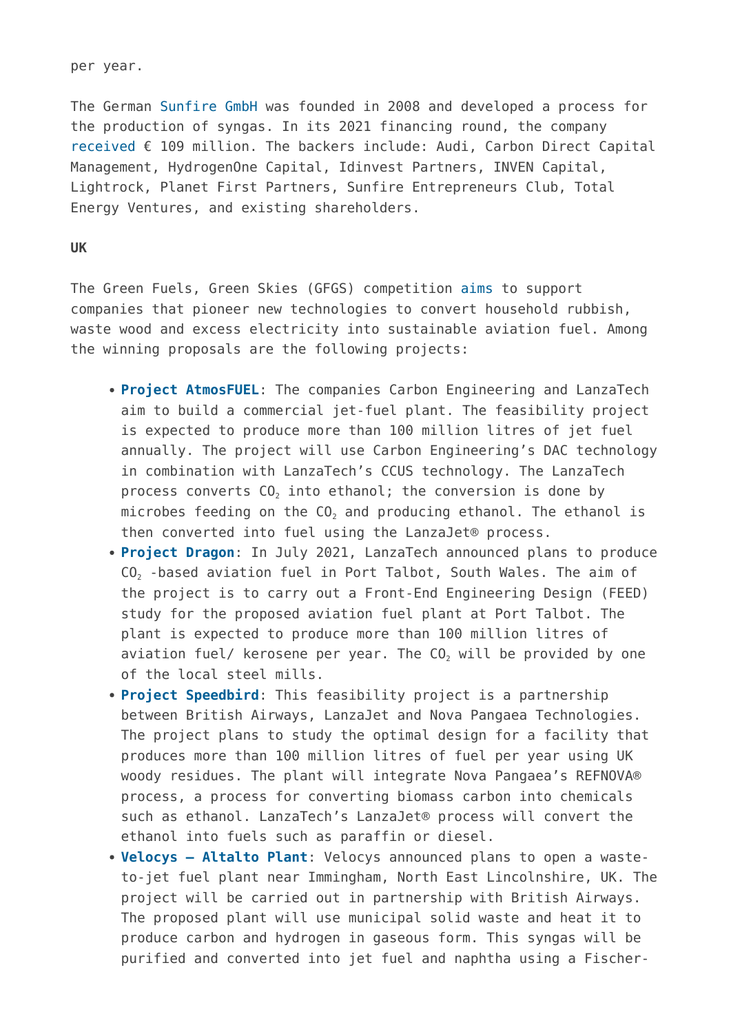per year.

The German Sunfire GmbH was founded in 2008 and developed a process for the production of syngas. In its 2021 financing round, the company received € 109 million. The backers include: Audi, Carbon Direct Capital Management, HydrogenOne Capital, Idinvest Partners, INVEN Capital, Lightrock, Planet First Partners, Sunfire Entrepreneurs Club, Total Energy Ventures, and existing shareholders.

**UK**

The Green Fuels, Green Skies (GFGS) competition aims to support companies that pioneer new technologies to convert household rubbish, waste wood and excess electricity into sustainable aviation fuel. Among the winning proposals are the following projects:

- **Project AtmosFUEL**: The companies Carbon Engineering and LanzaTech aim to build a commercial jet-fuel plant. The feasibility project is expected to produce more than 100 million litres of jet fuel annually. The project will use Carbon Engineering's DAC technology in combination with LanzaTech's CCUS technology. The LanzaTech process converts $CO_2$ into ethanol; the conversion is done by microbes feeding on the $CO_2$ and producing ethanol. The ethanol is then converted into fuel using the LanzaJet® process.
- **Project Dragon**: In July 2021, LanzaTech announced plans to produce $CO_2$ -based aviation fuel in Port Talbot, South Wales. The aim of the project is to carry out a Front-End Engineering Design (FEED) study for the proposed aviation fuel plant at Port Talbot. The plant is expected to produce more than 100 million litres of aviation fuel/ kerosene per year. The $CO_2$ will be provided by one of the local steel mills.
- **Project Speedbird**: This feasibility project is a partnership between British Airways, LanzaJet and Nova Pangaea Technologies. The project plans to study the optimal design for a facility that produces more than 100 million litres of fuel per year using UK woody residues. The plant will integrate Nova Pangaea's REFNOVA® process, a process for converting biomass carbon into chemicals such as ethanol. LanzaTech's LanzaJet® process will convert the ethanol into fuels such as paraffin or diesel.
- **Velocys – Altalto Plant**: Velocys announced plans to open a waste-to-jet fuel plant near Immingham, North East Lincolnshire, UK. The project will be carried out in partnership with British Airways. The proposed plant will use municipal solid waste and heat it to produce carbon and hydrogen in gaseous form. This syngas will be purified and converted into jet fuel and naphtha using a Fischer-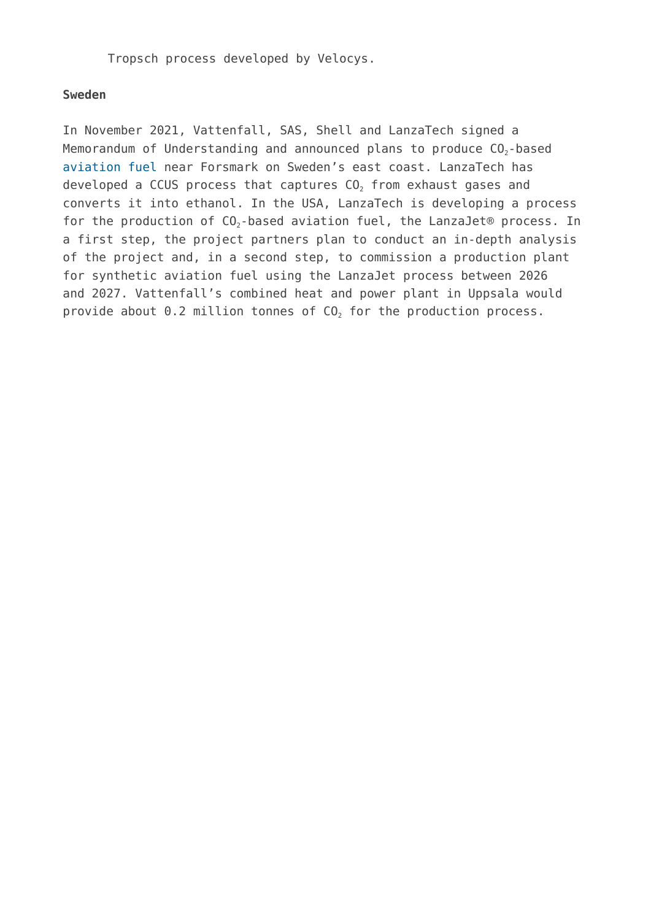Tropsch process developed by Velocys.

**Sweden**

In November 2021, Vattenfall, SAS, Shell and LanzaTech signed a Memorandum of Understanding and announced plans to produce $CO_2$-based aviation fuel near Forsmark on Sweden's east coast. LanzaTech has developed a CCUS process that captures $CO_2$ from exhaust gases and converts it into ethanol. In the USA, LanzaTech is developing a process for the production of $CO_2$-based aviation fuel, the LanzaJet® process. In a first step, the project partners plan to conduct an in-depth analysis of the project and, in a second step, to commission a production plant for synthetic aviation fuel using the LanzaJet process between 2026 and 2027. Vattenfall's combined heat and power plant in Uppsala would provide about 0.2 million tonnes of $CO_2$ for the production process.